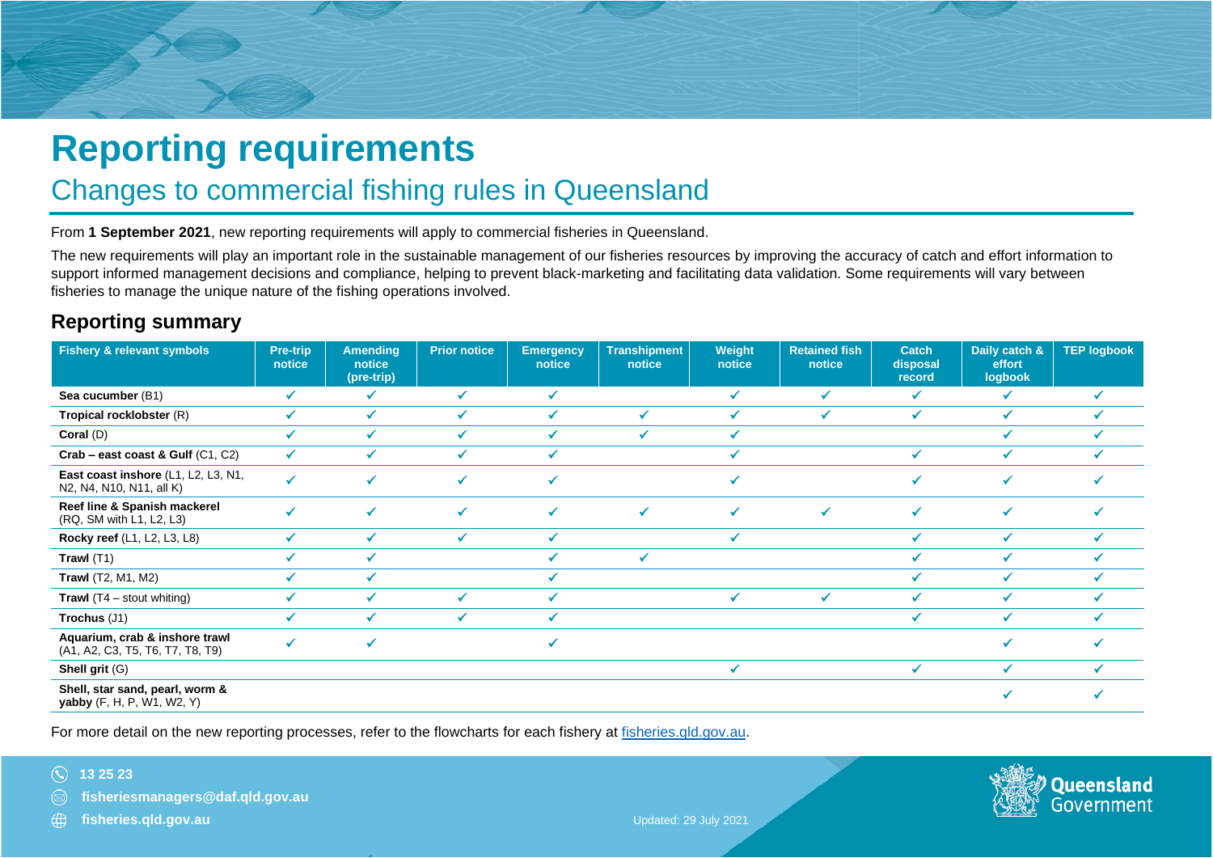# Reporting requirements

## Changes to commercial fishing rules in Queensland

From **1 September 2021**, new reporting requirements will apply to commercial fisheries in Queensland.

The new requirements will play an important role in the sustainable management of our fisheries resources by improving the accuracy of catch and effort information to support informed management decisions and compliance, helping to prevent black-marketing and facilitating data validation. Some requirements will vary between fisheries to manage the unique nature of the fishing operations involved.

### Reporting summary

| Fishery & relevant symbols | Pre-trip notice | Amending notice (pre-trip) | Prior notice | Emergency notice | Transhipment notice | Weight notice | Retained fish notice | Catch disposal record | Daily catch & effort logbook | TEP logbook |
|---|---|---|---|---|---|---|---|---|---|---|
| **Sea cucumber** (B1) | ✓ | ✓ | ✓ | ✓ | | ✓ | ✓ | ✓ | ✓ | ✓ |
| **Tropical rocklobster** (R) | ✓ | ✓ | ✓ | ✓ | ✓ | ✓ | ✓ | ✓ | ✓ | ✓ |
| **Coral** (D) | ✓ | ✓ | ✓ | ✓ | ✓ | ✓ | | | ✓ | ✓ |
| **Crab – east coast & Gulf** (C1, C2) | ✓ | ✓ | ✓ | ✓ | | ✓ | | ✓ | ✓ | ✓ |
| **East coast inshore** (L1, L2, L3, N1, N2, N4, N10, N11, all K) | ✓ | ✓ | ✓ | ✓ | | ✓ | | ✓ | ✓ | ✓ |
| **Reef line & Spanish mackerel** (RQ, SM with L1, L2, L3) | ✓ | ✓ | ✓ | ✓ | ✓ | ✓ | ✓ | ✓ | ✓ | ✓ |
| **Rocky reef** (L1, L2, L3, L8) | ✓ | ✓ | ✓ | ✓ | | ✓ | | ✓ | ✓ | ✓ |
| **Trawl** (T1) | ✓ | ✓ | | ✓ | ✓ | | | ✓ | ✓ | ✓ |
| **Trawl** (T2, M1, M2) | ✓ | ✓ | | ✓ | | | | ✓ | ✓ | ✓ |
| **Trawl** (T4 – stout whiting) | ✓ | ✓ | ✓ | ✓ | | ✓ | ✓ | ✓ | ✓ | ✓ |
| **Trochus** (J1) | ✓ | ✓ | ✓ | ✓ | | | | ✓ | ✓ | ✓ |
| **Aquarium, crab & inshore trawl** (A1, A2, C3, T5, T6, T7, T8, T9) | ✓ | ✓ | | ✓ | | | | | ✓ | ✓ |
| **Shell grit** (G) | | | | | | ✓ | | ✓ | ✓ | ✓ |
| **Shell, star sand, pearl, worm & yabby** (F, H, P, W1, W2, Y) | | | | | | | | | ✓ | ✓ |

For more detail on the new reporting processes, refer to the flowcharts for each fishery at fisheries.qld.gov.au.

13 25 23
fisheriesmanagers@daf.qld.gov.au
fisheries.qld.gov.au

Updated: 29 July 2021

Queensland Government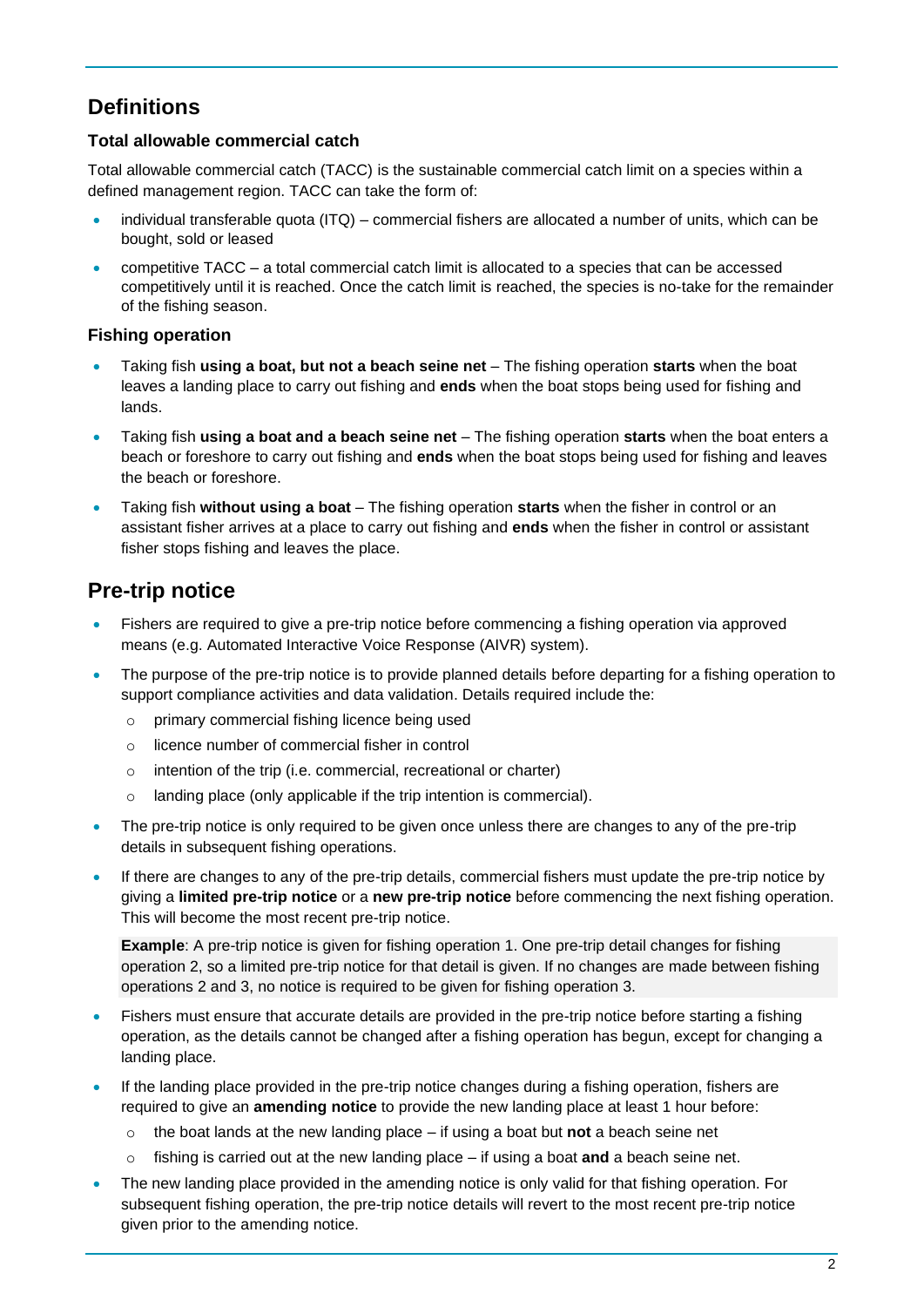## Definitions

### Total allowable commercial catch

Total allowable commercial catch (TACC) is the sustainable commercial catch limit on a species within a defined management region. TACC can take the form of:

- individual transferable quota (ITQ) – commercial fishers are allocated a number of units, which can be bought, sold or leased
- competitive TACC – a total commercial catch limit is allocated to a species that can be accessed competitively until it is reached. Once the catch limit is reached, the species is no-take for the remainder of the fishing season.

### Fishing operation

- Taking fish **using a boat, but not a beach seine net** – The fishing operation **starts** when the boat leaves a landing place to carry out fishing and **ends** when the boat stops being used for fishing and lands.
- Taking fish **using a boat and a beach seine net** – The fishing operation **starts** when the boat enters a beach or foreshore to carry out fishing and **ends** when the boat stops being used for fishing and leaves the beach or foreshore.
- Taking fish **without using a boat** – The fishing operation **starts** when the fisher in control or an assistant fisher arrives at a place to carry out fishing and **ends** when the fisher in control or assistant fisher stops fishing and leaves the place.

## Pre-trip notice

- Fishers are required to give a pre-trip notice before commencing a fishing operation via approved means (e.g. Automated Interactive Voice Response (AIVR) system).
- The purpose of the pre-trip notice is to provide planned details before departing for a fishing operation to support compliance activities and data validation. Details required include the:
  - primary commercial fishing licence being used
  - licence number of commercial fisher in control
  - intention of the trip (i.e. commercial, recreational or charter)
  - landing place (only applicable if the trip intention is commercial).
- The pre-trip notice is only required to be given once unless there are changes to any of the pre-trip details in subsequent fishing operations.
- If there are changes to any of the pre-trip details, commercial fishers must update the pre-trip notice by giving a **limited pre-trip notice** or a **new pre-trip notice** before commencing the next fishing operation. This will become the most recent pre-trip notice.

  **Example**: A pre-trip notice is given for fishing operation 1. One pre-trip detail changes for fishing operation 2, so a limited pre-trip notice for that detail is given. If no changes are made between fishing operations 2 and 3, no notice is required to be given for fishing operation 3.

- Fishers must ensure that accurate details are provided in the pre-trip notice before starting a fishing operation, as the details cannot be changed after a fishing operation has begun, except for changing a landing place.
- If the landing place provided in the pre-trip notice changes during a fishing operation, fishers are required to give an **amending notice** to provide the new landing place at least 1 hour before:
  - the boat lands at the new landing place – if using a boat but **not** a beach seine net
  - fishing is carried out at the new landing place – if using a boat **and** a beach seine net.
- The new landing place provided in the amending notice is only valid for that fishing operation. For subsequent fishing operation, the pre-trip notice details will revert to the most recent pre-trip notice given prior to the amending notice.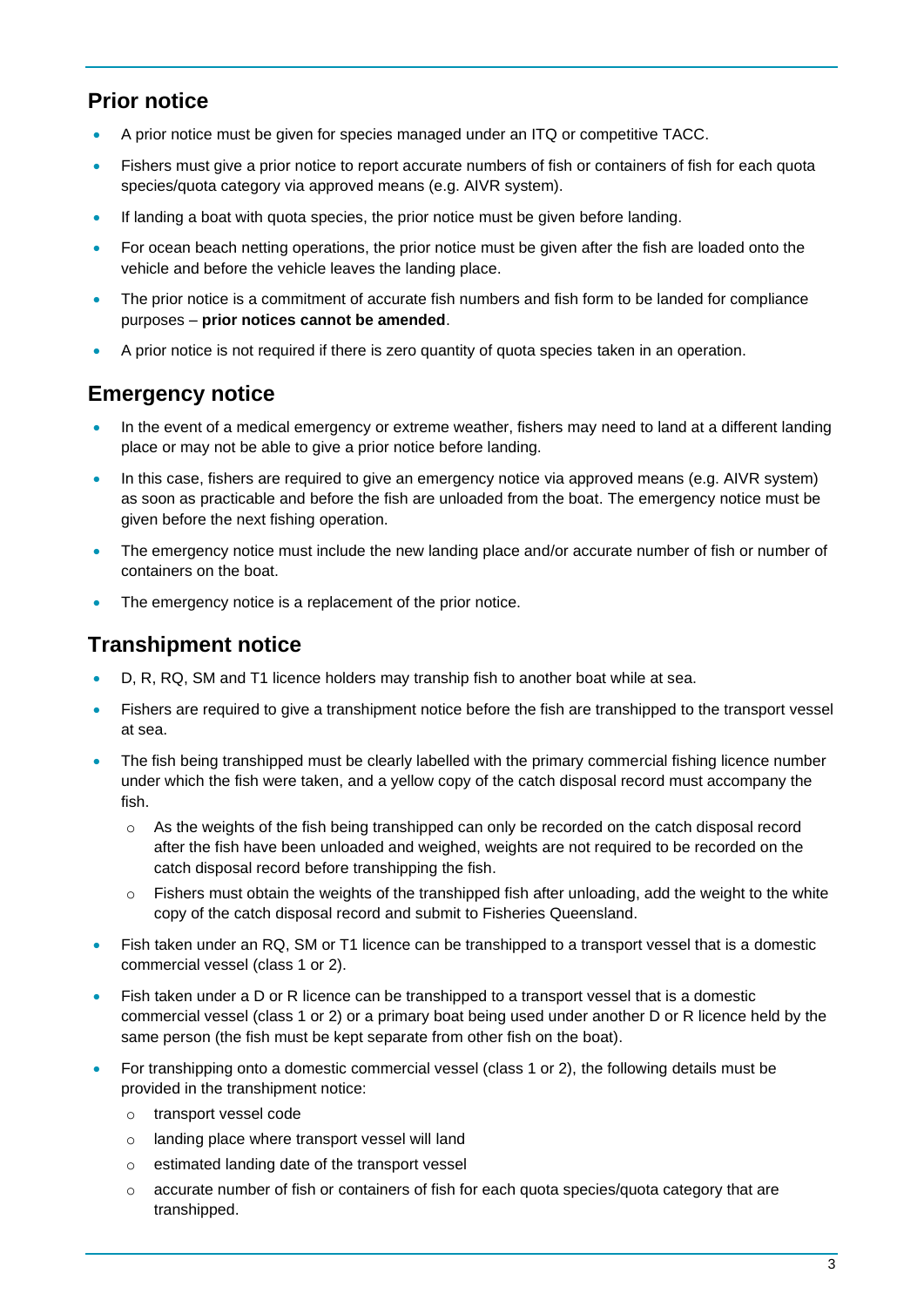## Prior notice

- A prior notice must be given for species managed under an ITQ or competitive TACC.
- Fishers must give a prior notice to report accurate numbers of fish or containers of fish for each quota species/quota category via approved means (e.g. AIVR system).
- If landing a boat with quota species, the prior notice must be given before landing.
- For ocean beach netting operations, the prior notice must be given after the fish are loaded onto the vehicle and before the vehicle leaves the landing place.
- The prior notice is a commitment of accurate fish numbers and fish form to be landed for compliance purposes – **prior notices cannot be amended**.
- A prior notice is not required if there is zero quantity of quota species taken in an operation.

## Emergency notice

- In the event of a medical emergency or extreme weather, fishers may need to land at a different landing place or may not be able to give a prior notice before landing.
- In this case, fishers are required to give an emergency notice via approved means (e.g. AIVR system) as soon as practicable and before the fish are unloaded from the boat. The emergency notice must be given before the next fishing operation.
- The emergency notice must include the new landing place and/or accurate number of fish or number of containers on the boat.
- The emergency notice is a replacement of the prior notice.

## Transhipment notice

- D, R, RQ, SM and T1 licence holders may tranship fish to another boat while at sea.
- Fishers are required to give a transhipment notice before the fish are transhipped to the transport vessel at sea.
- The fish being transhipped must be clearly labelled with the primary commercial fishing licence number under which the fish were taken, and a yellow copy of the catch disposal record must accompany the fish.
  - As the weights of the fish being transhipped can only be recorded on the catch disposal record after the fish have been unloaded and weighed, weights are not required to be recorded on the catch disposal record before transhipping the fish.
  - Fishers must obtain the weights of the transhipped fish after unloading, add the weight to the white copy of the catch disposal record and submit to Fisheries Queensland.
- Fish taken under an RQ, SM or T1 licence can be transhipped to a transport vessel that is a domestic commercial vessel (class 1 or 2).
- Fish taken under a D or R licence can be transhipped to a transport vessel that is a domestic commercial vessel (class 1 or 2) or a primary boat being used under another D or R licence held by the same person (the fish must be kept separate from other fish on the boat).
- For transhipping onto a domestic commercial vessel (class 1 or 2), the following details must be provided in the transhipment notice:
  - transport vessel code
  - landing place where transport vessel will land
  - estimated landing date of the transport vessel
  - accurate number of fish or containers of fish for each quota species/quota category that are transhipped.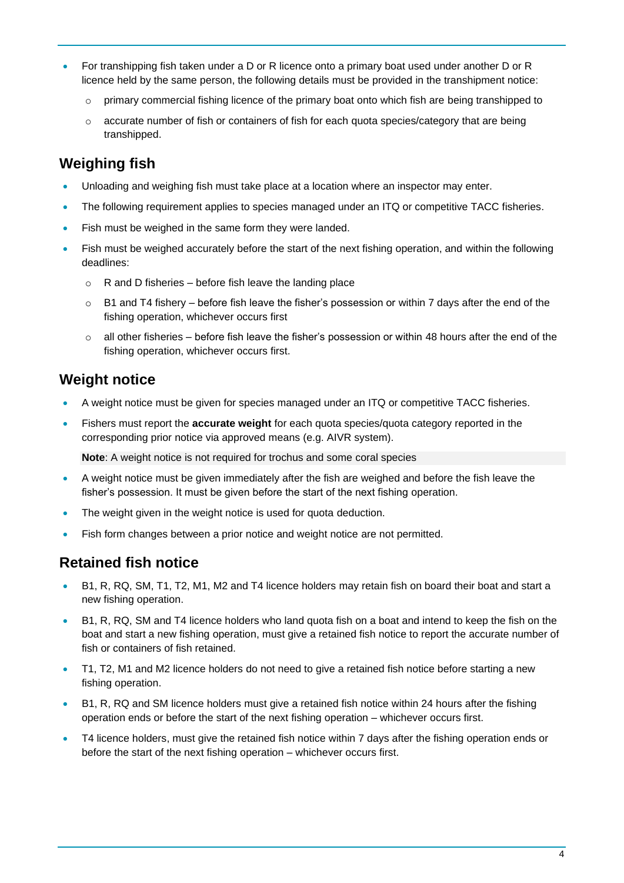- For transhipping fish taken under a D or R licence onto a primary boat used under another D or R licence held by the same person, the following details must be provided in the transhipment notice:
  - primary commercial fishing licence of the primary boat onto which fish are being transhipped to
  - accurate number of fish or containers of fish for each quota species/category that are being transhipped.

## Weighing fish

- Unloading and weighing fish must take place at a location where an inspector may enter.
- The following requirement applies to species managed under an ITQ or competitive TACC fisheries.
- Fish must be weighed in the same form they were landed.
- Fish must be weighed accurately before the start of the next fishing operation, and within the following deadlines:
  - R and D fisheries – before fish leave the landing place
  - B1 and T4 fishery – before fish leave the fisher's possession or within 7 days after the end of the fishing operation, whichever occurs first
  - all other fisheries – before fish leave the fisher's possession or within 48 hours after the end of the fishing operation, whichever occurs first.

## Weight notice

- A weight notice must be given for species managed under an ITQ or competitive TACC fisheries.
- Fishers must report the **accurate weight** for each quota species/quota category reported in the corresponding prior notice via approved means (e.g. AIVR system).

  **Note**: A weight notice is not required for trochus and some coral species

- A weight notice must be given immediately after the fish are weighed and before the fish leave the fisher's possession. It must be given before the start of the next fishing operation.
- The weight given in the weight notice is used for quota deduction.
- Fish form changes between a prior notice and weight notice are not permitted.

## Retained fish notice

- B1, R, RQ, SM, T1, T2, M1, M2 and T4 licence holders may retain fish on board their boat and start a new fishing operation.
- B1, R, RQ, SM and T4 licence holders who land quota fish on a boat and intend to keep the fish on the boat and start a new fishing operation, must give a retained fish notice to report the accurate number of fish or containers of fish retained.
- T1, T2, M1 and M2 licence holders do not need to give a retained fish notice before starting a new fishing operation.
- B1, R, RQ and SM licence holders must give a retained fish notice within 24 hours after the fishing operation ends or before the start of the next fishing operation – whichever occurs first.
- T4 licence holders, must give the retained fish notice within 7 days after the fishing operation ends or before the start of the next fishing operation – whichever occurs first.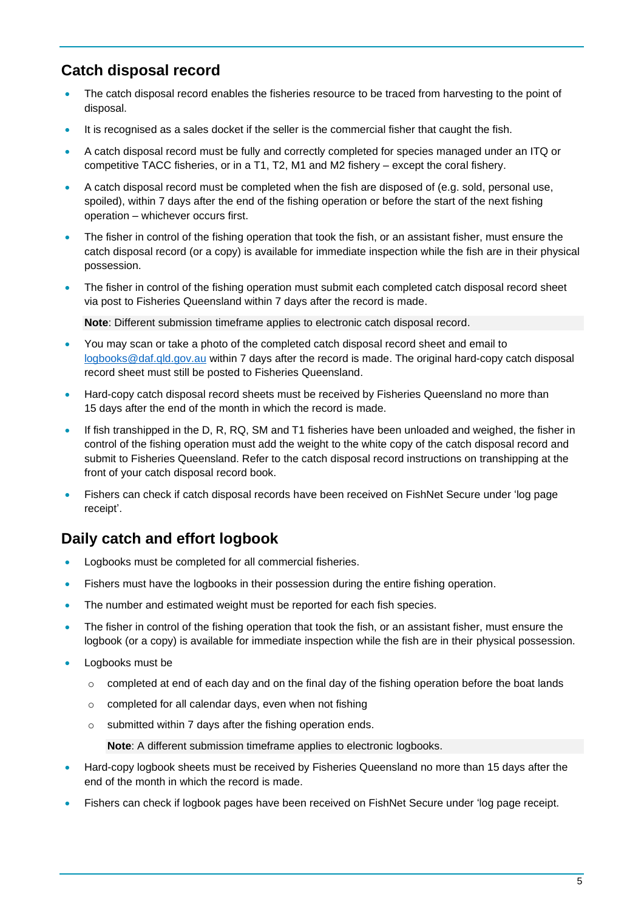## Catch disposal record

- The catch disposal record enables the fisheries resource to be traced from harvesting to the point of disposal.
- It is recognised as a sales docket if the seller is the commercial fisher that caught the fish.
- A catch disposal record must be fully and correctly completed for species managed under an ITQ or competitive TACC fisheries, or in a T1, T2, M1 and M2 fishery – except the coral fishery.
- A catch disposal record must be completed when the fish are disposed of (e.g. sold, personal use, spoiled), within 7 days after the end of the fishing operation or before the start of the next fishing operation – whichever occurs first.
- The fisher in control of the fishing operation that took the fish, or an assistant fisher, must ensure the catch disposal record (or a copy) is available for immediate inspection while the fish are in their physical possession.
- The fisher in control of the fishing operation must submit each completed catch disposal record sheet via post to Fisheries Queensland within 7 days after the record is made.

  **Note**: Different submission timeframe applies to electronic catch disposal record.

- You may scan or take a photo of the completed catch disposal record sheet and email to logbooks@daf.qld.gov.au within 7 days after the record is made. The original hard-copy catch disposal record sheet must still be posted to Fisheries Queensland.
- Hard-copy catch disposal record sheets must be received by Fisheries Queensland no more than 15 days after the end of the month in which the record is made.
- If fish transhipped in the D, R, RQ, SM and T1 fisheries have been unloaded and weighed, the fisher in control of the fishing operation must add the weight to the white copy of the catch disposal record and submit to Fisheries Queensland. Refer to the catch disposal record instructions on transhipping at the front of your catch disposal record book.
- Fishers can check if catch disposal records have been received on FishNet Secure under 'log page receipt'.

## Daily catch and effort logbook

- Logbooks must be completed for all commercial fisheries.
- Fishers must have the logbooks in their possession during the entire fishing operation.
- The number and estimated weight must be reported for each fish species.
- The fisher in control of the fishing operation that took the fish, or an assistant fisher, must ensure the logbook (or a copy) is available for immediate inspection while the fish are in their physical possession.
- Logbooks must be
  - completed at end of each day and on the final day of the fishing operation before the boat lands
  - completed for all calendar days, even when not fishing
  - submitted within 7 days after the fishing operation ends.

    **Note**: A different submission timeframe applies to electronic logbooks.

- Hard-copy logbook sheets must be received by Fisheries Queensland no more than 15 days after the end of the month in which the record is made.
- Fishers can check if logbook pages have been received on FishNet Secure under 'log page receipt.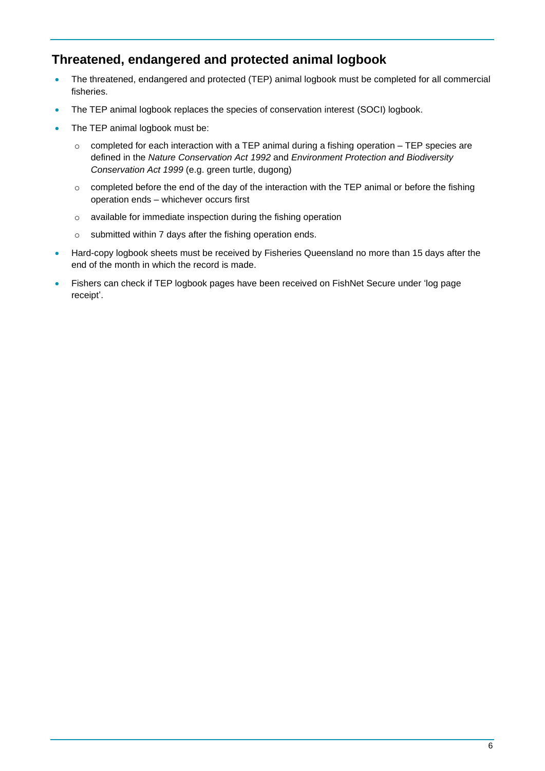## Threatened, endangered and protected animal logbook

- The threatened, endangered and protected (TEP) animal logbook must be completed for all commercial fisheries.
- The TEP animal logbook replaces the species of conservation interest (SOCI) logbook.
- The TEP animal logbook must be:
  - completed for each interaction with a TEP animal during a fishing operation – TEP species are defined in the *Nature Conservation Act 1992* and *Environment Protection and Biodiversity Conservation Act 1999* (e.g. green turtle, dugong)
  - completed before the end of the day of the interaction with the TEP animal or before the fishing operation ends – whichever occurs first
  - available for immediate inspection during the fishing operation
  - submitted within 7 days after the fishing operation ends.
- Hard-copy logbook sheets must be received by Fisheries Queensland no more than 15 days after the end of the month in which the record is made.
- Fishers can check if TEP logbook pages have been received on FishNet Secure under 'log page receipt'.